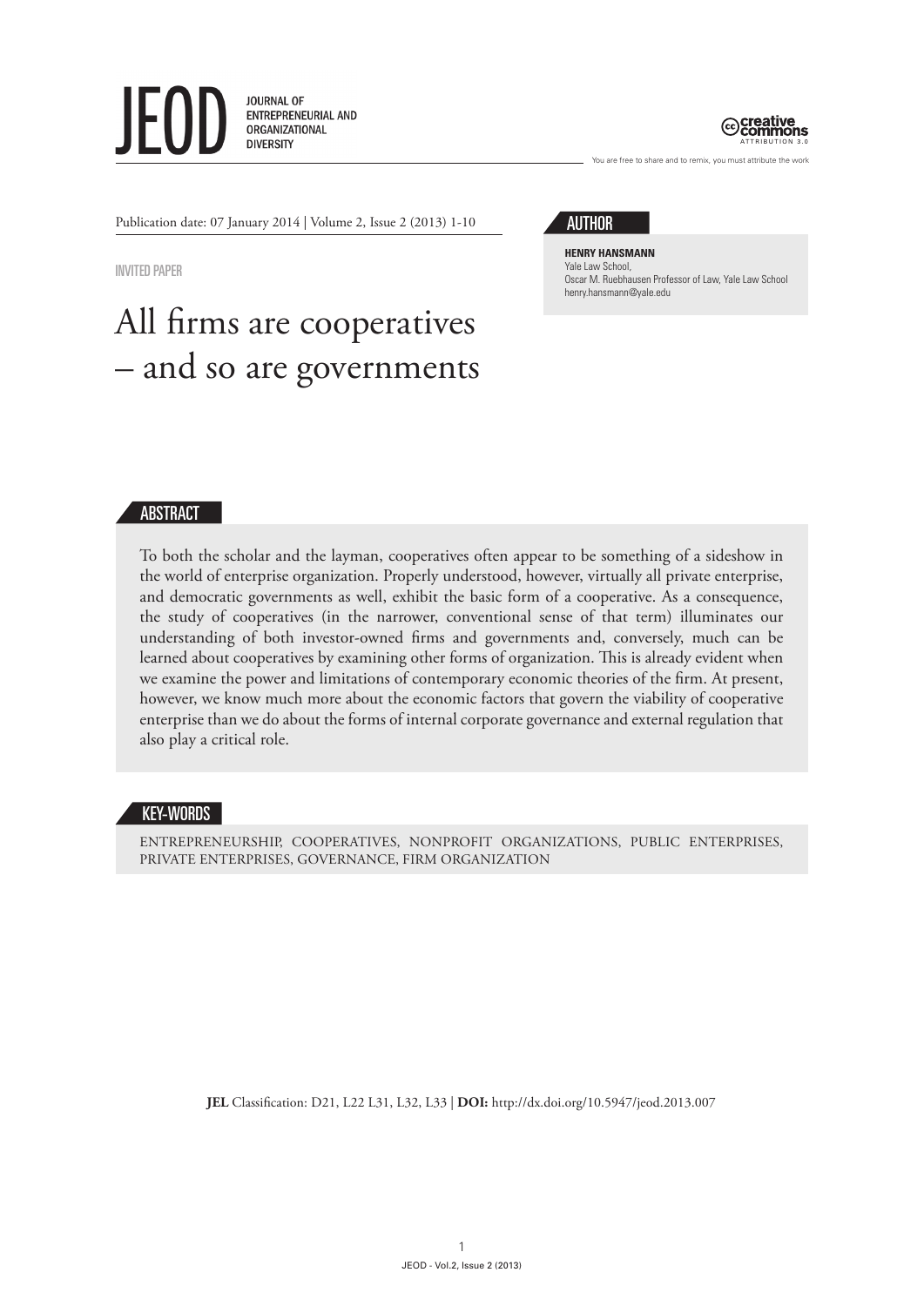JEOD JOURNAL OF ENTREPRENEURIAL AND ORGANIZATIONAL DIVERSITY

You are free to share and to remix, you must attribute the work

Publication date: 07 January 2014 | Volume 2, Issue 2 (2013) 1-10

INVITED PAPER

# All firms are cooperatives – and so are governments

## AUTHOR

**HENRY HANSMANN**
Yale Law School,
Oscar M. Ruebhausen Professor of Law, Yale Law School
henry.hansmann@yale.edu

## ABSTRACT

To both the scholar and the layman, cooperatives often appear to be something of a sideshow in the world of enterprise organization. Properly understood, however, virtually all private enterprise, and democratic governments as well, exhibit the basic form of a cooperative. As a consequence, the study of cooperatives (in the narrower, conventional sense of that term) illuminates our understanding of both investor-owned firms and governments and, conversely, much can be learned about cooperatives by examining other forms of organization. This is already evident when we examine the power and limitations of contemporary economic theories of the firm. At present, however, we know much more about the economic factors that govern the viability of cooperative enterprise than we do about the forms of internal corporate governance and external regulation that also play a critical role.

## KEY-WORDS

ENTREPRENEURSHIP, COOPERATIVES, NONPROFIT ORGANIZATIONS, PUBLIC ENTERPRISES, PRIVATE ENTERPRISES, GOVERNANCE, FIRM ORGANIZATION

**JEL** Classification: D21, L22 L31, L32, L33 | **DOI:** http://dx.doi.org/10.5947/jeod.2013.007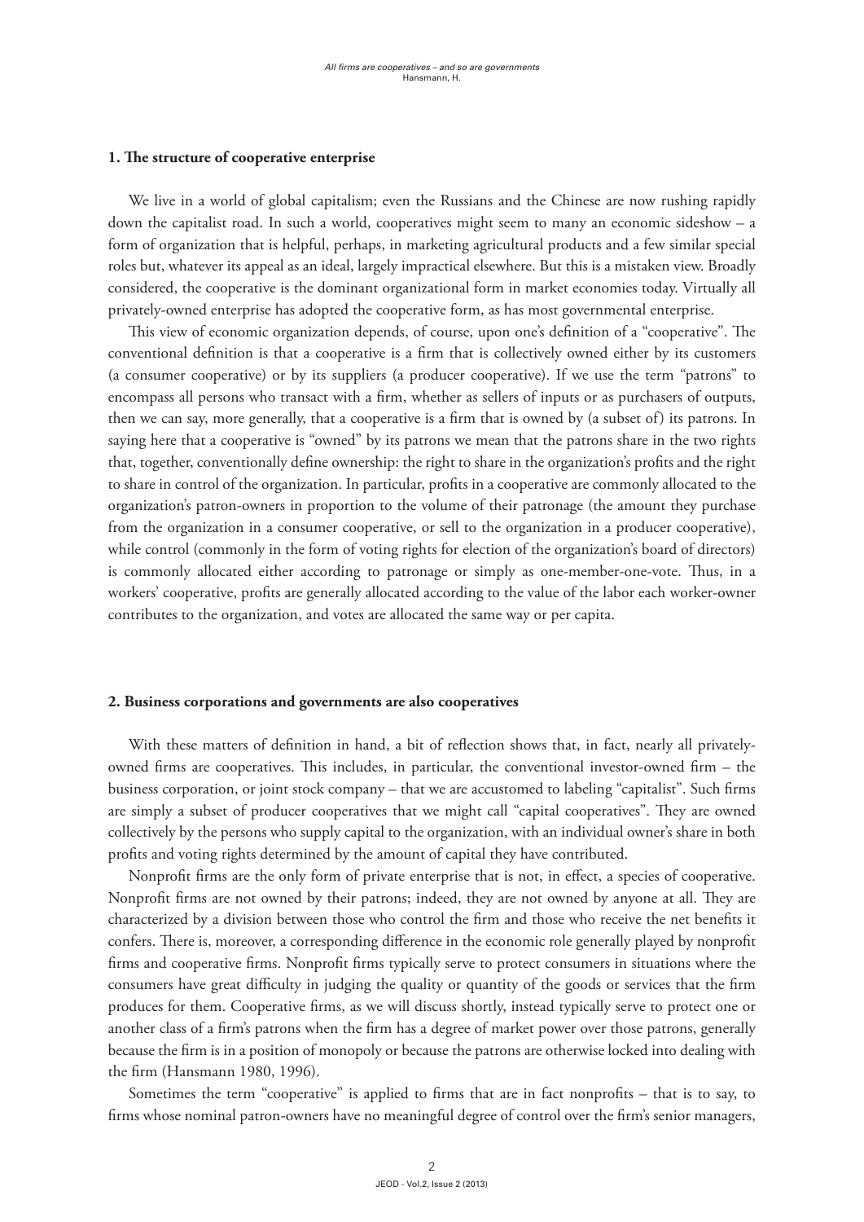## 1. The structure of cooperative enterprise

We live in a world of global capitalism; even the Russians and the Chinese are now rushing rapidly down the capitalist road. In such a world, cooperatives might seem to many an economic sideshow – a form of organization that is helpful, perhaps, in marketing agricultural products and a few similar special roles but, whatever its appeal as an ideal, largely impractical elsewhere. But this is a mistaken view. Broadly considered, the cooperative is the dominant organizational form in market economies today. Virtually all privately-owned enterprise has adopted the cooperative form, as has most governmental enterprise.

This view of economic organization depends, of course, upon one's definition of a "cooperative". The conventional definition is that a cooperative is a firm that is collectively owned either by its customers (a consumer cooperative) or by its suppliers (a producer cooperative). If we use the term "patrons" to encompass all persons who transact with a firm, whether as sellers of inputs or as purchasers of outputs, then we can say, more generally, that a cooperative is a firm that is owned by (a subset of) its patrons. In saying here that a cooperative is "owned" by its patrons we mean that the patrons share in the two rights that, together, conventionally define ownership: the right to share in the organization's profits and the right to share in control of the organization. In particular, profits in a cooperative are commonly allocated to the organization's patron-owners in proportion to the volume of their patronage (the amount they purchase from the organization in a consumer cooperative, or sell to the organization in a producer cooperative), while control (commonly in the form of voting rights for election of the organization's board of directors) is commonly allocated either according to patronage or simply as one-member-one-vote. Thus, in a workers' cooperative, profits are generally allocated according to the value of the labor each worker-owner contributes to the organization, and votes are allocated the same way or per capita.

## 2. Business corporations and governments are also cooperatives

With these matters of definition in hand, a bit of reflection shows that, in fact, nearly all privately-owned firms are cooperatives. This includes, in particular, the conventional investor-owned firm – the business corporation, or joint stock company – that we are accustomed to labeling "capitalist". Such firms are simply a subset of producer cooperatives that we might call "capital cooperatives". They are owned collectively by the persons who supply capital to the organization, with an individual owner's share in both profits and voting rights determined by the amount of capital they have contributed.

Nonprofit firms are the only form of private enterprise that is not, in effect, a species of cooperative. Nonprofit firms are not owned by their patrons; indeed, they are not owned by anyone at all. They are characterized by a division between those who control the firm and those who receive the net benefits it confers. There is, moreover, a corresponding difference in the economic role generally played by nonprofit firms and cooperative firms. Nonprofit firms typically serve to protect consumers in situations where the consumers have great difficulty in judging the quality or quantity of the goods or services that the firm produces for them. Cooperative firms, as we will discuss shortly, instead typically serve to protect one or another class of a firm's patrons when the firm has a degree of market power over those patrons, generally because the firm is in a position of monopoly or because the patrons are otherwise locked into dealing with the firm (Hansmann 1980, 1996).

Sometimes the term "cooperative" is applied to firms that are in fact nonprofits – that is to say, to firms whose nominal patron-owners have no meaningful degree of control over the firm's senior managers,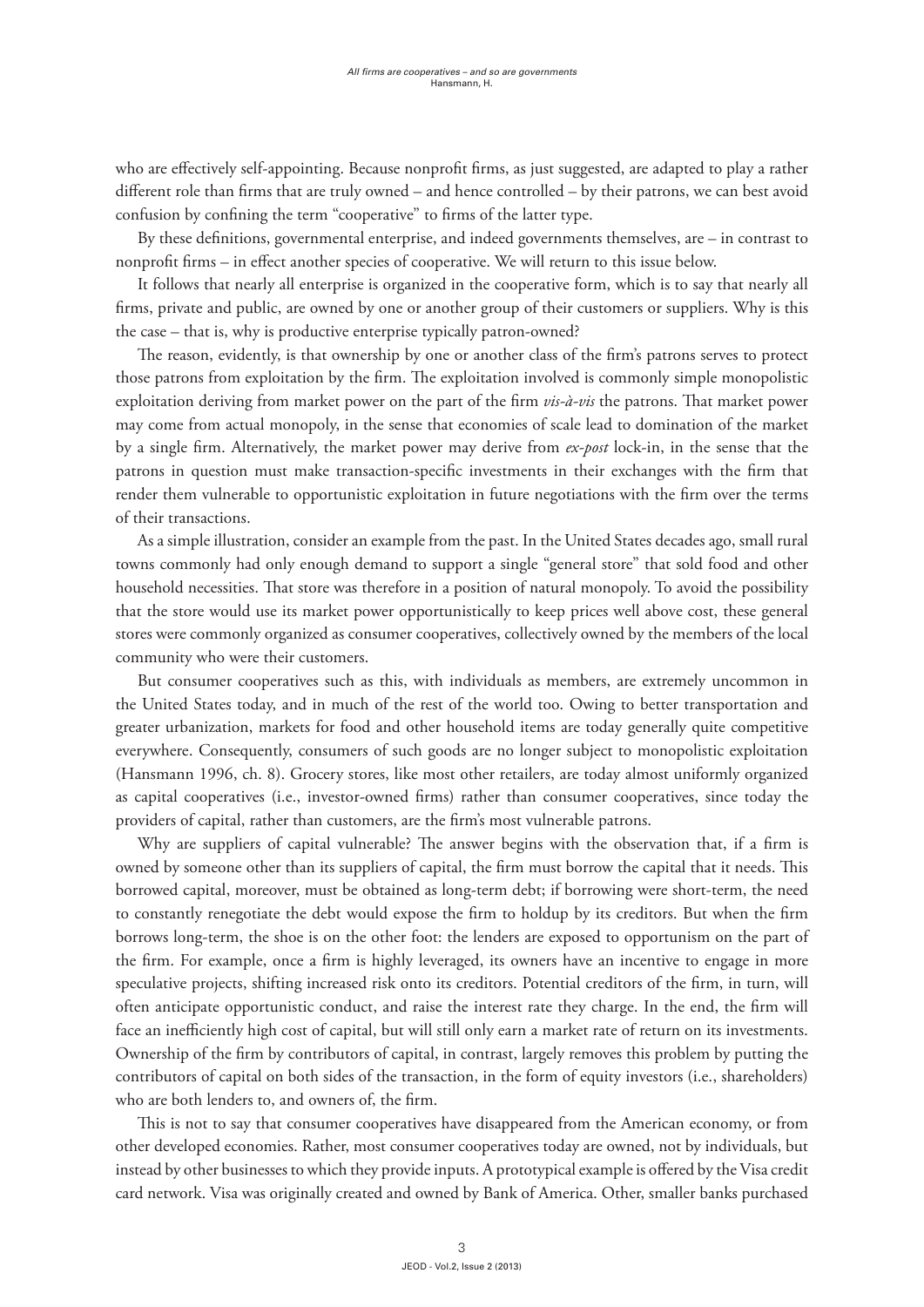who are effectively self-appointing. Because nonprofit firms, as just suggested, are adapted to play a rather different role than firms that are truly owned – and hence controlled – by their patrons, we can best avoid confusion by confining the term "cooperative" to firms of the latter type.

By these definitions, governmental enterprise, and indeed governments themselves, are – in contrast to nonprofit firms – in effect another species of cooperative. We will return to this issue below.

It follows that nearly all enterprise is organized in the cooperative form, which is to say that nearly all firms, private and public, are owned by one or another group of their customers or suppliers. Why is this the case – that is, why is productive enterprise typically patron-owned?

The reason, evidently, is that ownership by one or another class of the firm's patrons serves to protect those patrons from exploitation by the firm. The exploitation involved is commonly simple monopolistic exploitation deriving from market power on the part of the firm *vis-à-vis* the patrons. That market power may come from actual monopoly, in the sense that economies of scale lead to domination of the market by a single firm. Alternatively, the market power may derive from *ex-post* lock-in, in the sense that the patrons in question must make transaction-specific investments in their exchanges with the firm that render them vulnerable to opportunistic exploitation in future negotiations with the firm over the terms of their transactions.

As a simple illustration, consider an example from the past. In the United States decades ago, small rural towns commonly had only enough demand to support a single "general store" that sold food and other household necessities. That store was therefore in a position of natural monopoly. To avoid the possibility that the store would use its market power opportunistically to keep prices well above cost, these general stores were commonly organized as consumer cooperatives, collectively owned by the members of the local community who were their customers.

But consumer cooperatives such as this, with individuals as members, are extremely uncommon in the United States today, and in much of the rest of the world too. Owing to better transportation and greater urbanization, markets for food and other household items are today generally quite competitive everywhere. Consequently, consumers of such goods are no longer subject to monopolistic exploitation (Hansmann 1996, ch. 8). Grocery stores, like most other retailers, are today almost uniformly organized as capital cooperatives (i.e., investor-owned firms) rather than consumer cooperatives, since today the providers of capital, rather than customers, are the firm's most vulnerable patrons.

Why are suppliers of capital vulnerable? The answer begins with the observation that, if a firm is owned by someone other than its suppliers of capital, the firm must borrow the capital that it needs. This borrowed capital, moreover, must be obtained as long-term debt; if borrowing were short-term, the need to constantly renegotiate the debt would expose the firm to holdup by its creditors. But when the firm borrows long-term, the shoe is on the other foot: the lenders are exposed to opportunism on the part of the firm. For example, once a firm is highly leveraged, its owners have an incentive to engage in more speculative projects, shifting increased risk onto its creditors. Potential creditors of the firm, in turn, will often anticipate opportunistic conduct, and raise the interest rate they charge. In the end, the firm will face an inefficiently high cost of capital, but will still only earn a market rate of return on its investments. Ownership of the firm by contributors of capital, in contrast, largely removes this problem by putting the contributors of capital on both sides of the transaction, in the form of equity investors (i.e., shareholders) who are both lenders to, and owners of, the firm.

This is not to say that consumer cooperatives have disappeared from the American economy, or from other developed economies. Rather, most consumer cooperatives today are owned, not by individuals, but instead by other businesses to which they provide inputs. A prototypical example is offered by the Visa credit card network. Visa was originally created and owned by Bank of America. Other, smaller banks purchased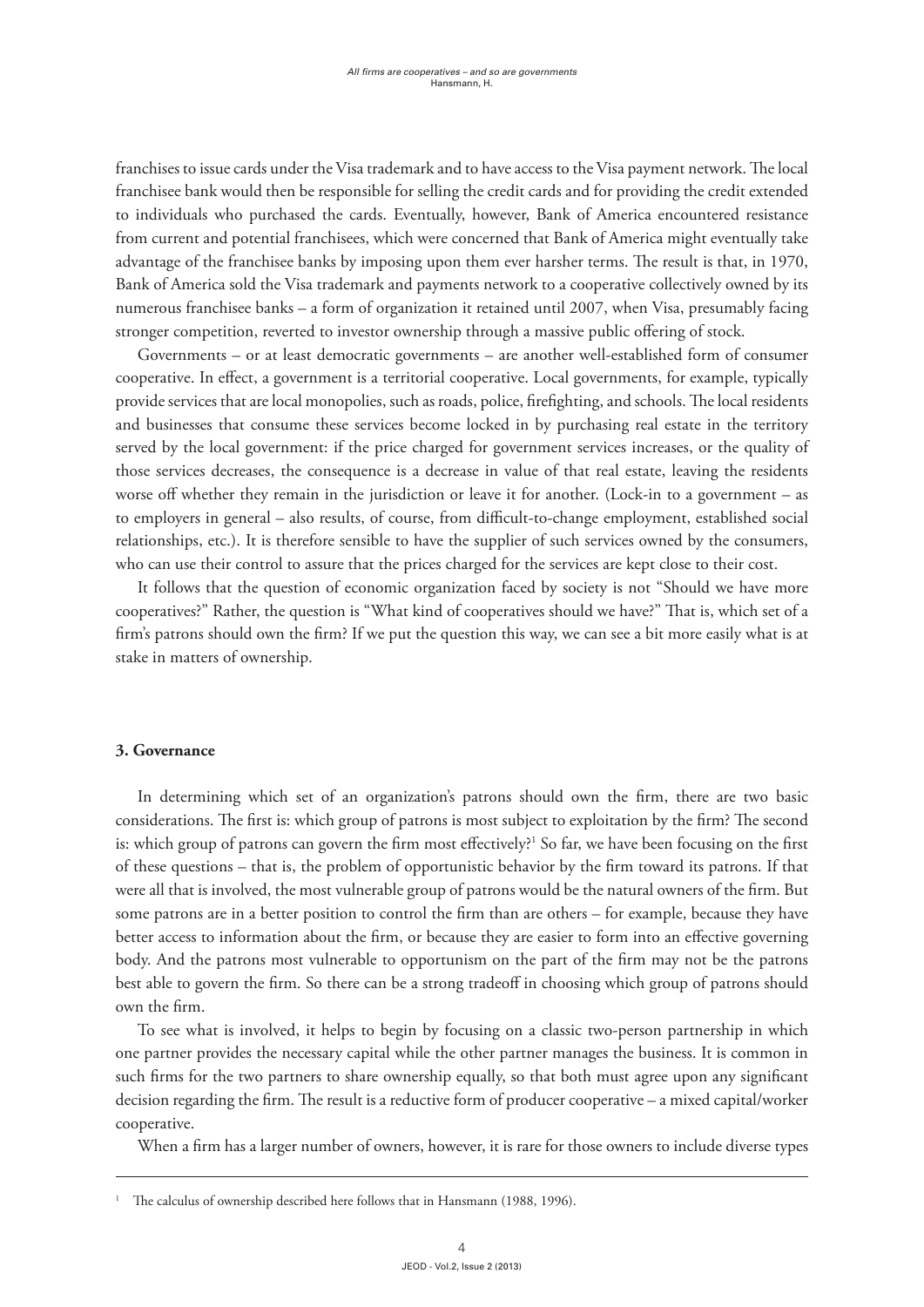franchises to issue cards under the Visa trademark and to have access to the Visa payment network. The local franchisee bank would then be responsible for selling the credit cards and for providing the credit extended to individuals who purchased the cards. Eventually, however, Bank of America encountered resistance from current and potential franchisees, which were concerned that Bank of America might eventually take advantage of the franchisee banks by imposing upon them ever harsher terms. The result is that, in 1970, Bank of America sold the Visa trademark and payments network to a cooperative collectively owned by its numerous franchisee banks – a form of organization it retained until 2007, when Visa, presumably facing stronger competition, reverted to investor ownership through a massive public offering of stock.

Governments – or at least democratic governments – are another well-established form of consumer cooperative. In effect, a government is a territorial cooperative. Local governments, for example, typically provide services that are local monopolies, such as roads, police, firefighting, and schools. The local residents and businesses that consume these services become locked in by purchasing real estate in the territory served by the local government: if the price charged for government services increases, or the quality of those services decreases, the consequence is a decrease in value of that real estate, leaving the residents worse off whether they remain in the jurisdiction or leave it for another. (Lock-in to a government – as to employers in general – also results, of course, from difficult-to-change employment, established social relationships, etc.). It is therefore sensible to have the supplier of such services owned by the consumers, who can use their control to assure that the prices charged for the services are kept close to their cost.

It follows that the question of economic organization faced by society is not "Should we have more cooperatives?" Rather, the question is "What kind of cooperatives should we have?" That is, which set of a firm's patrons should own the firm? If we put the question this way, we can see a bit more easily what is at stake in matters of ownership.

### 3. Governance

In determining which set of an organization's patrons should own the firm, there are two basic considerations. The first is: which group of patrons is most subject to exploitation by the firm? The second is: which group of patrons can govern the firm most effectively?[1] So far, we have been focusing on the first of these questions – that is, the problem of opportunistic behavior by the firm toward its patrons. If that were all that is involved, the most vulnerable group of patrons would be the natural owners of the firm. But some patrons are in a better position to control the firm than are others – for example, because they have better access to information about the firm, or because they are easier to form into an effective governing body. And the patrons most vulnerable to opportunism on the part of the firm may not be the patrons best able to govern the firm. So there can be a strong tradeoff in choosing which group of patrons should own the firm.

To see what is involved, it helps to begin by focusing on a classic two-person partnership in which one partner provides the necessary capital while the other partner manages the business. It is common in such firms for the two partners to share ownership equally, so that both must agree upon any significant decision regarding the firm. The result is a reductive form of producer cooperative – a mixed capital/worker cooperative.

When a firm has a larger number of owners, however, it is rare for those owners to include diverse types

[1] The calculus of ownership described here follows that in Hansmann (1988, 1996).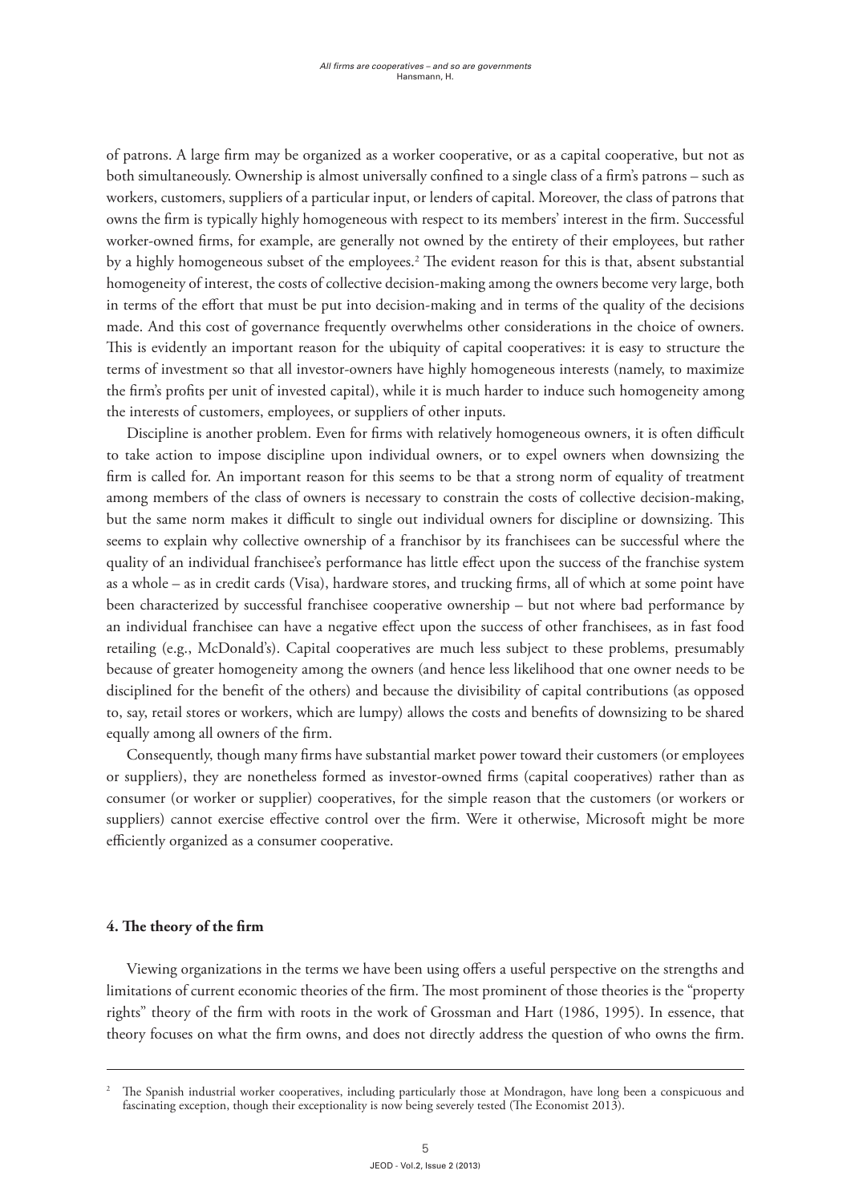of patrons. A large firm may be organized as a worker cooperative, or as a capital cooperative, but not as both simultaneously. Ownership is almost universally confined to a single class of a firm's patrons – such as workers, customers, suppliers of a particular input, or lenders of capital. Moreover, the class of patrons that owns the firm is typically highly homogeneous with respect to its members' interest in the firm. Successful worker-owned firms, for example, are generally not owned by the entirety of their employees, but rather by a highly homogeneous subset of the employees.[2] The evident reason for this is that, absent substantial homogeneity of interest, the costs of collective decision-making among the owners become very large, both in terms of the effort that must be put into decision-making and in terms of the quality of the decisions made. And this cost of governance frequently overwhelms other considerations in the choice of owners. This is evidently an important reason for the ubiquity of capital cooperatives: it is easy to structure the terms of investment so that all investor-owners have highly homogeneous interests (namely, to maximize the firm's profits per unit of invested capital), while it is much harder to induce such homogeneity among the interests of customers, employees, or suppliers of other inputs.

Discipline is another problem. Even for firms with relatively homogeneous owners, it is often difficult to take action to impose discipline upon individual owners, or to expel owners when downsizing the firm is called for. An important reason for this seems to be that a strong norm of equality of treatment among members of the class of owners is necessary to constrain the costs of collective decision-making, but the same norm makes it difficult to single out individual owners for discipline or downsizing. This seems to explain why collective ownership of a franchisor by its franchisees can be successful where the quality of an individual franchisee's performance has little effect upon the success of the franchise system as a whole – as in credit cards (Visa), hardware stores, and trucking firms, all of which at some point have been characterized by successful franchisee cooperative ownership – but not where bad performance by an individual franchisee can have a negative effect upon the success of other franchisees, as in fast food retailing (e.g., McDonald's). Capital cooperatives are much less subject to these problems, presumably because of greater homogeneity among the owners (and hence less likelihood that one owner needs to be disciplined for the benefit of the others) and because the divisibility of capital contributions (as opposed to, say, retail stores or workers, which are lumpy) allows the costs and benefits of downsizing to be shared equally among all owners of the firm.

Consequently, though many firms have substantial market power toward their customers (or employees or suppliers), they are nonetheless formed as investor-owned firms (capital cooperatives) rather than as consumer (or worker or supplier) cooperatives, for the simple reason that the customers (or workers or suppliers) cannot exercise effective control over the firm. Were it otherwise, Microsoft might be more efficiently organized as a consumer cooperative.

## 4. The theory of the firm

Viewing organizations in the terms we have been using offers a useful perspective on the strengths and limitations of current economic theories of the firm. The most prominent of those theories is the "property rights" theory of the firm with roots in the work of Grossman and Hart (1986, 1995). In essence, that theory focuses on what the firm owns, and does not directly address the question of who owns the firm.

---

[2] The Spanish industrial worker cooperatives, including particularly those at Mondragon, have long been a conspicuous and fascinating exception, though their exceptionality is now being severely tested (The Economist 2013).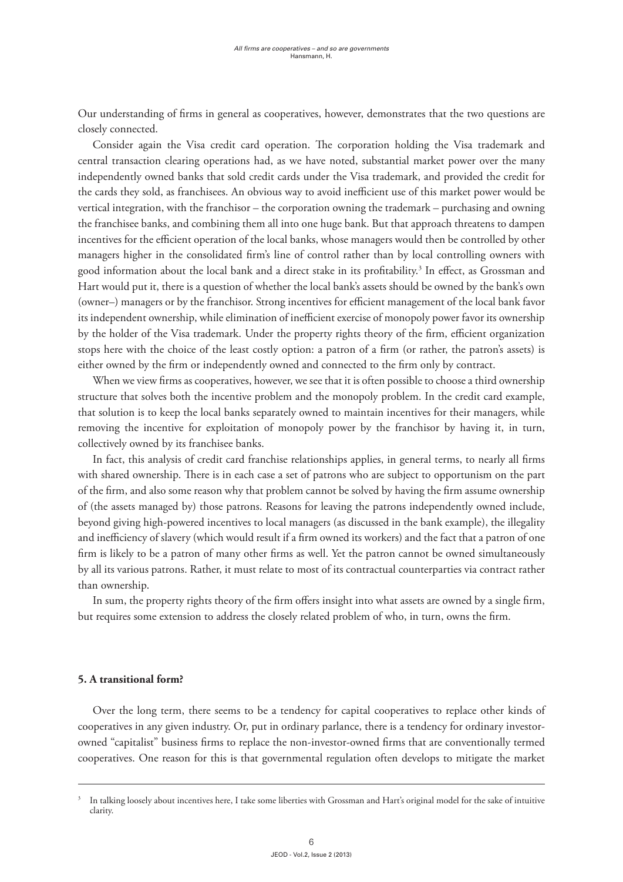Our understanding of firms in general as cooperatives, however, demonstrates that the two questions are closely connected.

Consider again the Visa credit card operation. The corporation holding the Visa trademark and central transaction clearing operations had, as we have noted, substantial market power over the many independently owned banks that sold credit cards under the Visa trademark, and provided the credit for the cards they sold, as franchisees. An obvious way to avoid inefficient use of this market power would be vertical integration, with the franchisor – the corporation owning the trademark – purchasing and owning the franchisee banks, and combining them all into one huge bank. But that approach threatens to dampen incentives for the efficient operation of the local banks, whose managers would then be controlled by other managers higher in the consolidated firm's line of control rather than by local controlling owners with good information about the local bank and a direct stake in its profitability.[3] In effect, as Grossman and Hart would put it, there is a question of whether the local bank's assets should be owned by the bank's own (owner–) managers or by the franchisor. Strong incentives for efficient management of the local bank favor its independent ownership, while elimination of inefficient exercise of monopoly power favor its ownership by the holder of the Visa trademark. Under the property rights theory of the firm, efficient organization stops here with the choice of the least costly option: a patron of a firm (or rather, the patron's assets) is either owned by the firm or independently owned and connected to the firm only by contract.

When we view firms as cooperatives, however, we see that it is often possible to choose a third ownership structure that solves both the incentive problem and the monopoly problem. In the credit card example, that solution is to keep the local banks separately owned to maintain incentives for their managers, while removing the incentive for exploitation of monopoly power by the franchisor by having it, in turn, collectively owned by its franchisee banks.

In fact, this analysis of credit card franchise relationships applies, in general terms, to nearly all firms with shared ownership. There is in each case a set of patrons who are subject to opportunism on the part of the firm, and also some reason why that problem cannot be solved by having the firm assume ownership of (the assets managed by) those patrons. Reasons for leaving the patrons independently owned include, beyond giving high-powered incentives to local managers (as discussed in the bank example), the illegality and inefficiency of slavery (which would result if a firm owned its workers) and the fact that a patron of one firm is likely to be a patron of many other firms as well. Yet the patron cannot be owned simultaneously by all its various patrons. Rather, it must relate to most of its contractual counterparties via contract rather than ownership.

In sum, the property rights theory of the firm offers insight into what assets are owned by a single firm, but requires some extension to address the closely related problem of who, in turn, owns the firm.

## 5. A transitional form?

Over the long term, there seems to be a tendency for capital cooperatives to replace other kinds of cooperatives in any given industry. Or, put in ordinary parlance, there is a tendency for ordinary investor-owned "capitalist" business firms to replace the non-investor-owned firms that are conventionally termed cooperatives. One reason for this is that governmental regulation often develops to mitigate the market

---

[3] In talking loosely about incentives here, I take some liberties with Grossman and Hart's original model for the sake of intuitive clarity.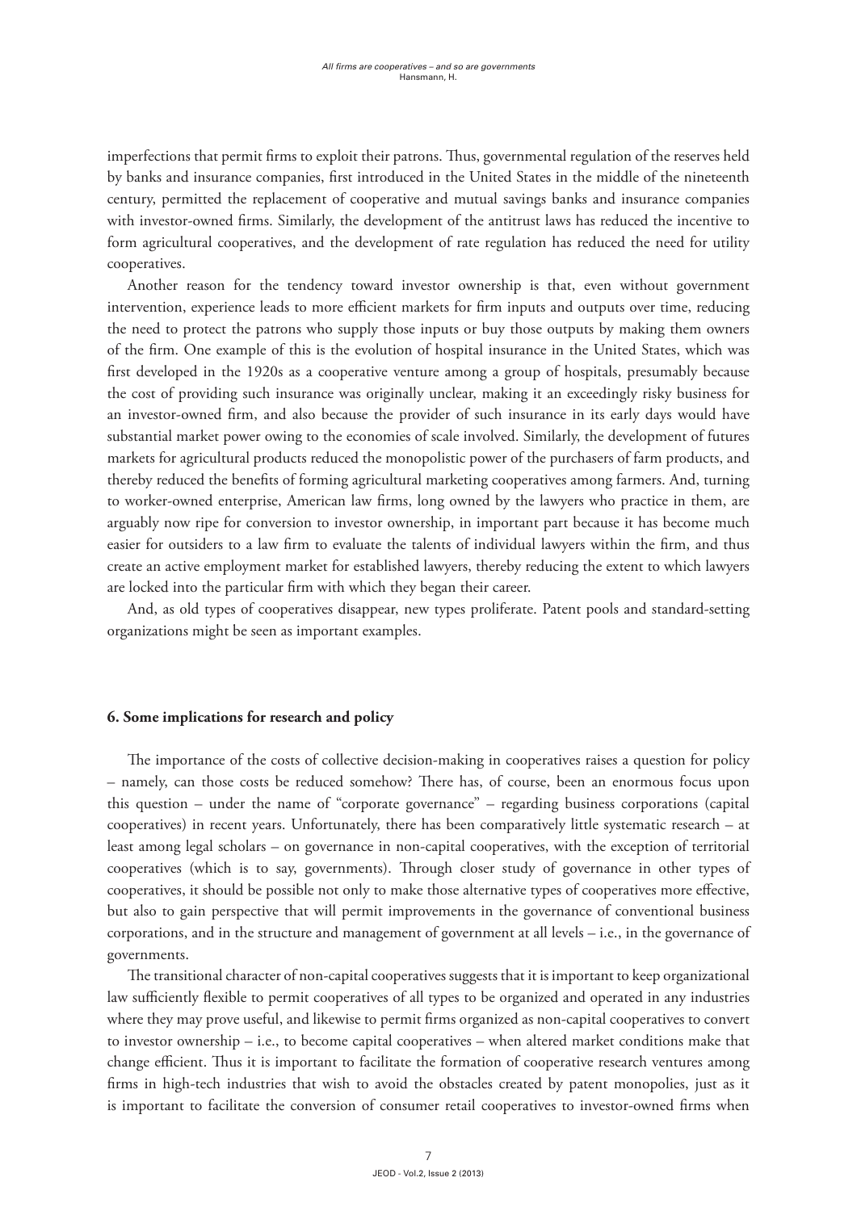imperfections that permit firms to exploit their patrons. Thus, governmental regulation of the reserves held by banks and insurance companies, first introduced in the United States in the middle of the nineteenth century, permitted the replacement of cooperative and mutual savings banks and insurance companies with investor-owned firms. Similarly, the development of the antitrust laws has reduced the incentive to form agricultural cooperatives, and the development of rate regulation has reduced the need for utility cooperatives.

Another reason for the tendency toward investor ownership is that, even without government intervention, experience leads to more efficient markets for firm inputs and outputs over time, reducing the need to protect the patrons who supply those inputs or buy those outputs by making them owners of the firm. One example of this is the evolution of hospital insurance in the United States, which was first developed in the 1920s as a cooperative venture among a group of hospitals, presumably because the cost of providing such insurance was originally unclear, making it an exceedingly risky business for an investor-owned firm, and also because the provider of such insurance in its early days would have substantial market power owing to the economies of scale involved. Similarly, the development of futures markets for agricultural products reduced the monopolistic power of the purchasers of farm products, and thereby reduced the benefits of forming agricultural marketing cooperatives among farmers. And, turning to worker-owned enterprise, American law firms, long owned by the lawyers who practice in them, are arguably now ripe for conversion to investor ownership, in important part because it has become much easier for outsiders to a law firm to evaluate the talents of individual lawyers within the firm, and thus create an active employment market for established lawyers, thereby reducing the extent to which lawyers are locked into the particular firm with which they began their career.

And, as old types of cooperatives disappear, new types proliferate. Patent pools and standard-setting organizations might be seen as important examples.

## 6. Some implications for research and policy

The importance of the costs of collective decision-making in cooperatives raises a question for policy – namely, can those costs be reduced somehow? There has, of course, been an enormous focus upon this question – under the name of "corporate governance" – regarding business corporations (capital cooperatives) in recent years. Unfortunately, there has been comparatively little systematic research – at least among legal scholars – on governance in non-capital cooperatives, with the exception of territorial cooperatives (which is to say, governments). Through closer study of governance in other types of cooperatives, it should be possible not only to make those alternative types of cooperatives more effective, but also to gain perspective that will permit improvements in the governance of conventional business corporations, and in the structure and management of government at all levels – i.e., in the governance of governments.

The transitional character of non-capital cooperatives suggests that it is important to keep organizational law sufficiently flexible to permit cooperatives of all types to be organized and operated in any industries where they may prove useful, and likewise to permit firms organized as non-capital cooperatives to convert to investor ownership – i.e., to become capital cooperatives – when altered market conditions make that change efficient. Thus it is important to facilitate the formation of cooperative research ventures among firms in high-tech industries that wish to avoid the obstacles created by patent monopolies, just as it is important to facilitate the conversion of consumer retail cooperatives to investor-owned firms when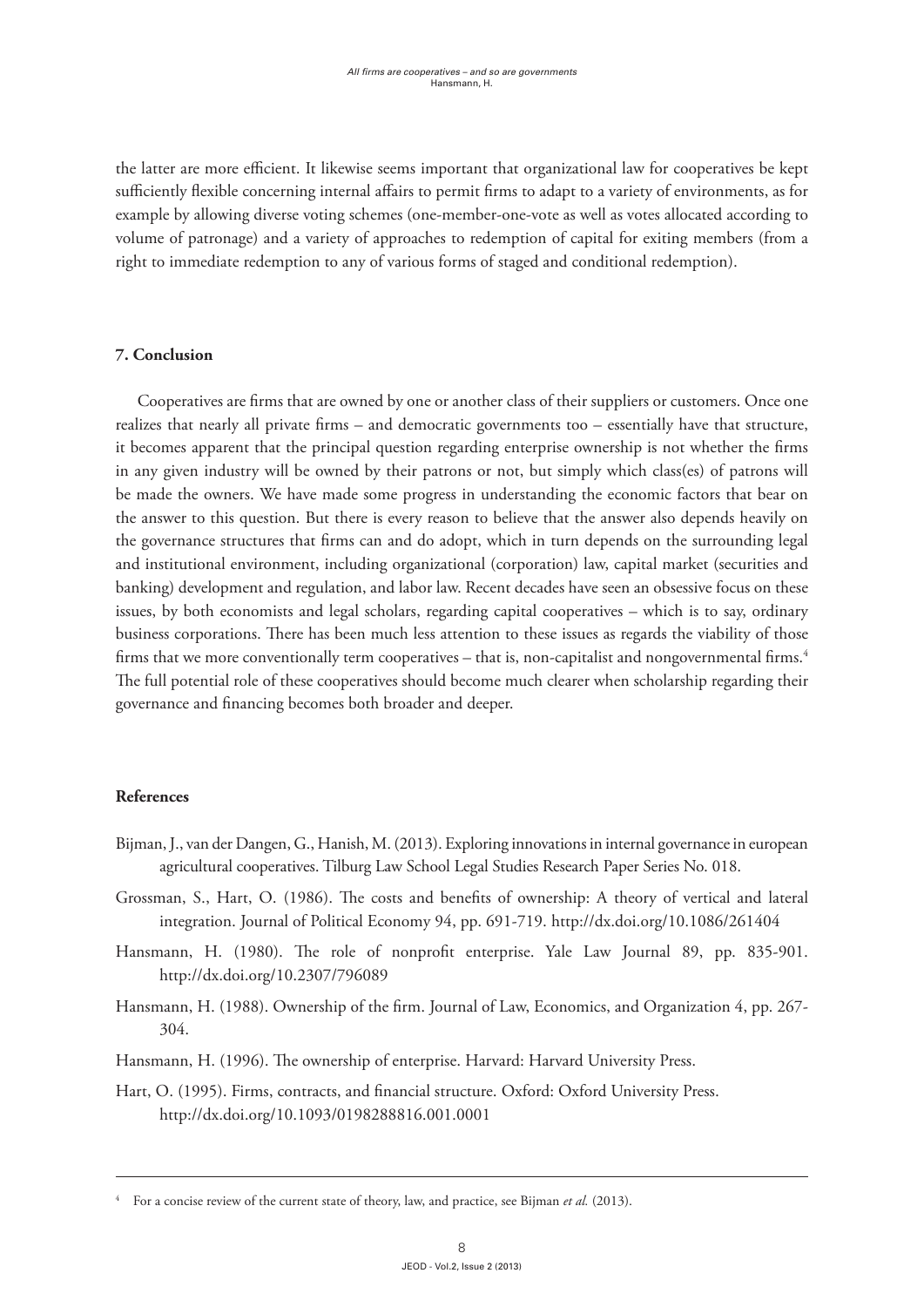the latter are more efficient. It likewise seems important that organizational law for cooperatives be kept sufficiently flexible concerning internal affairs to permit firms to adapt to a variety of environments, as for example by allowing diverse voting schemes (one-member-one-vote as well as votes allocated according to volume of patronage) and a variety of approaches to redemption of capital for exiting members (from a right to immediate redemption to any of various forms of staged and conditional redemption).

## 7. Conclusion

Cooperatives are firms that are owned by one or another class of their suppliers or customers. Once one realizes that nearly all private firms – and democratic governments too – essentially have that structure, it becomes apparent that the principal question regarding enterprise ownership is not whether the firms in any given industry will be owned by their patrons or not, but simply which class(es) of patrons will be made the owners. We have made some progress in understanding the economic factors that bear on the answer to this question. But there is every reason to believe that the answer also depends heavily on the governance structures that firms can and do adopt, which in turn depends on the surrounding legal and institutional environment, including organizational (corporation) law, capital market (securities and banking) development and regulation, and labor law. Recent decades have seen an obsessive focus on these issues, by both economists and legal scholars, regarding capital cooperatives – which is to say, ordinary business corporations. There has been much less attention to these issues as regards the viability of those firms that we more conventionally term cooperatives – that is, non-capitalist and nongovernmental firms.[4] The full potential role of these cooperatives should become much clearer when scholarship regarding their governance and financing becomes both broader and deeper.

## References

Bijman, J., van der Dangen, G., Hanish, M. (2013). Exploring innovations in internal governance in european agricultural cooperatives. Tilburg Law School Legal Studies Research Paper Series No. 018.

Grossman, S., Hart, O. (1986). The costs and benefits of ownership: A theory of vertical and lateral integration. Journal of Political Economy 94, pp. 691-719. http://dx.doi.org/10.1086/261404

Hansmann, H. (1980). The role of nonprofit enterprise. Yale Law Journal 89, pp. 835-901. http://dx.doi.org/10.2307/796089

Hansmann, H. (1988). Ownership of the firm. Journal of Law, Economics, and Organization 4, pp. 267-304.

Hansmann, H. (1996). The ownership of enterprise. Harvard: Harvard University Press.

Hart, O. (1995). Firms, contracts, and financial structure. Oxford: Oxford University Press. http://dx.doi.org/10.1093/0198288816.001.0001

---

[4] For a concise review of the current state of theory, law, and practice, see Bijman *et al.* (2013).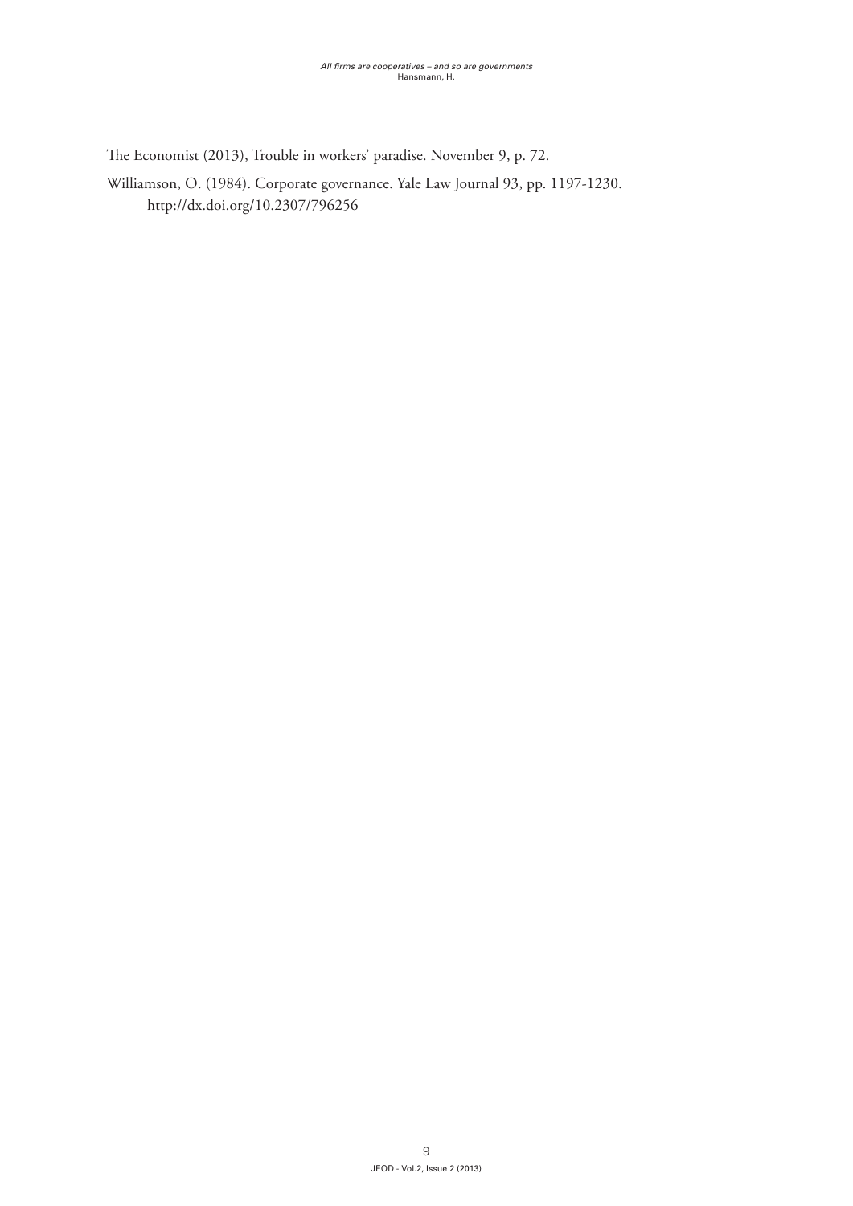The Economist (2013), Trouble in workers' paradise. November 9, p. 72.

Williamson, O. (1984). Corporate governance. Yale Law Journal 93, pp. 1197-1230. http://dx.doi.org/10.2307/796256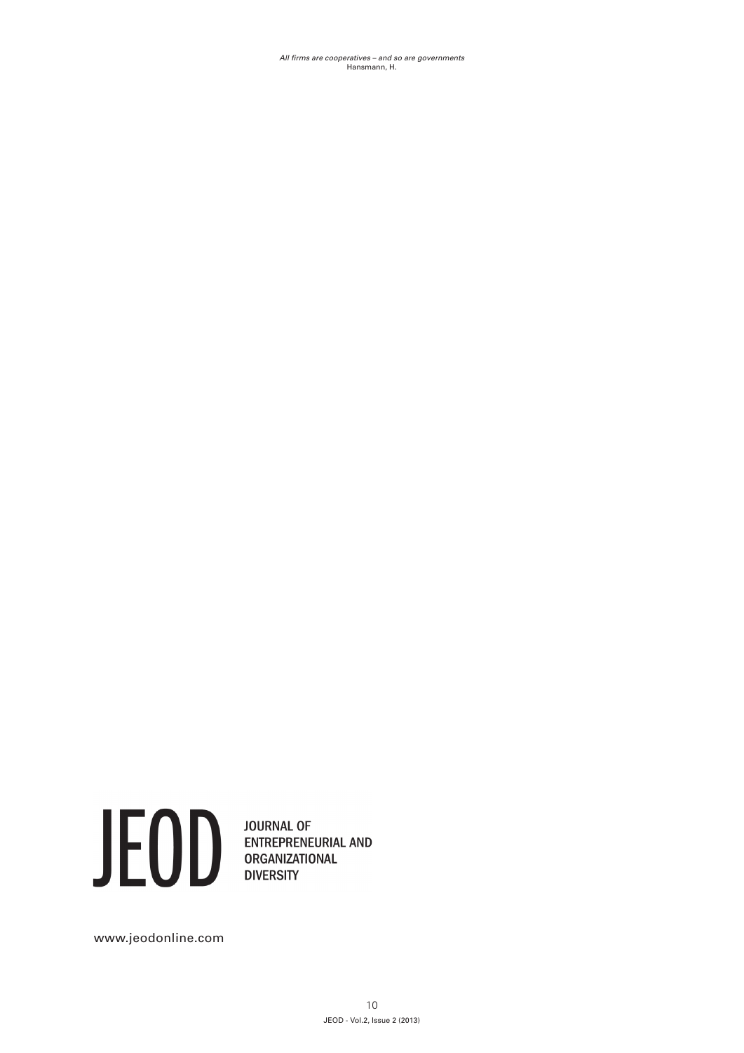JEOD JOURNAL OF ENTREPRENEURIAL AND ORGANIZATIONAL DIVERSITY

www.jeodonline.com